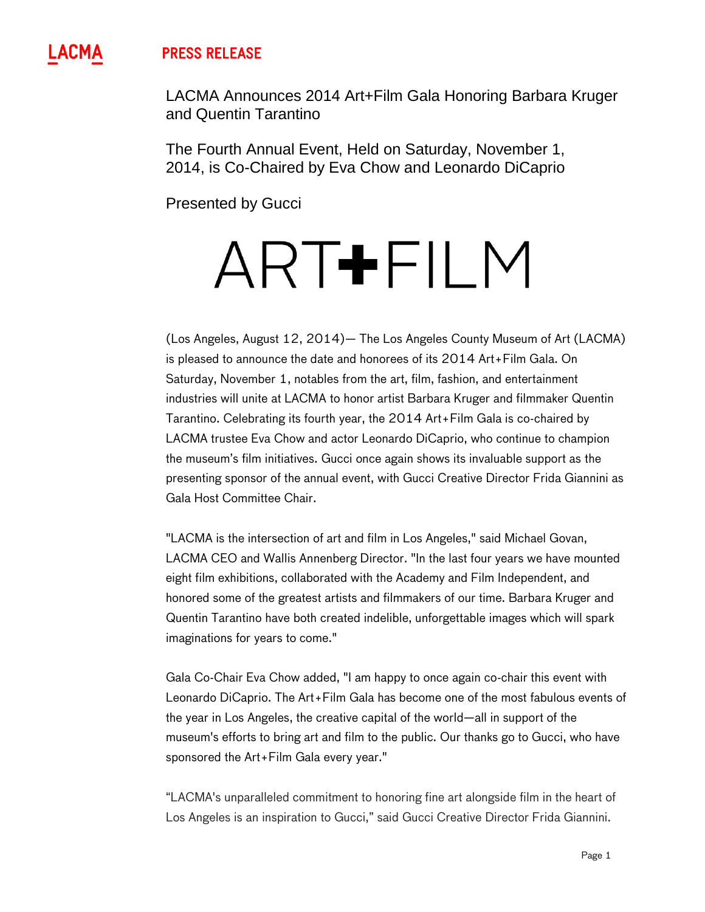LACMA **PRESS RELEASE**

# LACMA Announces 2014 Art+Film Gala Honoring Barbara Kruger and Quentin Tarantino

## The Fourth Annual Event, Held on Saturday, November 1, 2014, is Co-Chaired by Eva Chow and Leonardo DiCaprio

### Presented by Gucci

ART+FILM

(Los Angeles, August 12, 2014)— The Los Angeles County Museum of Art (LACMA) is pleased to announce the date and honorees of its 2014 Art+Film Gala. On Saturday, November 1, notables from the art, film, fashion, and entertainment industries will unite at LACMA to honor artist Barbara Kruger and filmmaker Quentin Tarantino. Celebrating its fourth year, the 2014 Art+Film Gala is co-chaired by LACMA trustee Eva Chow and actor Leonardo DiCaprio, who continue to champion the museum's film initiatives. Gucci once again shows its invaluable support as the presenting sponsor of the annual event, with Gucci Creative Director Frida Giannini as Gala Host Committee Chair.

"LACMA is the intersection of art and film in Los Angeles," said Michael Govan, LACMA CEO and Wallis Annenberg Director. "In the last four years we have mounted eight film exhibitions, collaborated with the Academy and Film Independent, and honored some of the greatest artists and filmmakers of our time. Barbara Kruger and Quentin Tarantino have both created indelible, unforgettable images which will spark imaginations for years to come."

Gala Co-Chair Eva Chow added, "I am happy to once again co-chair this event with Leonardo DiCaprio. The Art+Film Gala has become one of the most fabulous events of the year in Los Angeles, the creative capital of the world—all in support of the museum's efforts to bring art and film to the public. Our thanks go to Gucci, who have sponsored the Art+Film Gala every year."

"LACMA's unparalleled commitment to honoring fine art alongside film in the heart of Los Angeles is an inspiration to Gucci," said Gucci Creative Director Frida Giannini.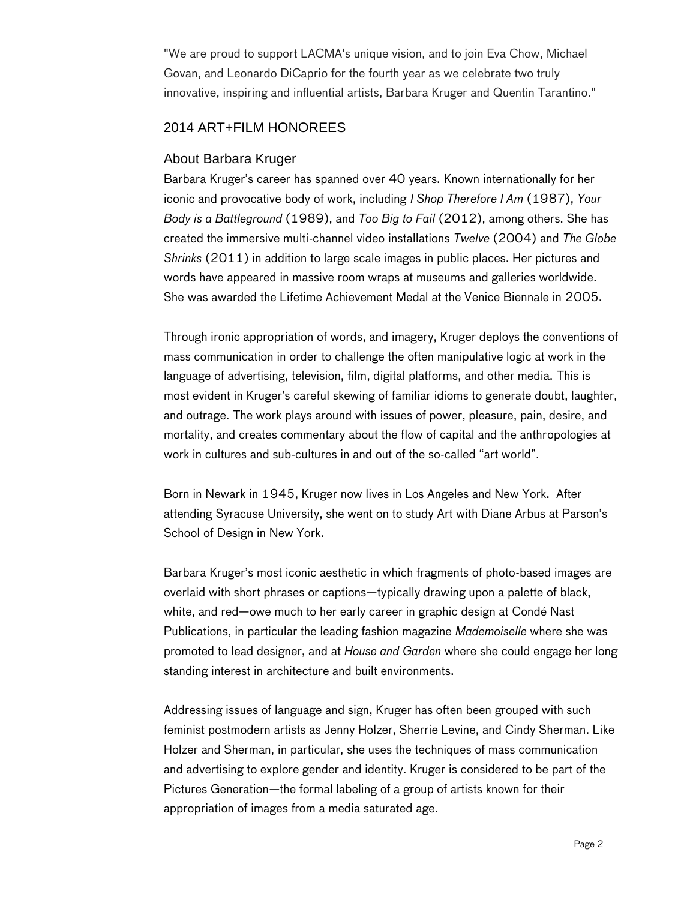"We are proud to support LACMA's unique vision, and to join Eva Chow, Michael Govan, and Leonardo DiCaprio for the fourth year as we celebrate two truly innovative, inspiring and influential artists, Barbara Kruger and Quentin Tarantino."

## 2014 ART+FILM HONOREES

### About Barbara Kruger

Barbara Kruger's career has spanned over 40 years. Known internationally for her iconic and provocative body of work, including *I Shop Therefore I Am* (1987), *Your Body is a Battleground* (1989), and *Too Big to Fail* (2012), among others. She has created the immersive multi-channel video installations *Twelve* (2004) and *The Globe Shrinks* (2011) in addition to large scale images in public places. Her pictures and words have appeared in massive room wraps at museums and galleries worldwide. She was awarded the Lifetime Achievement Medal at the Venice Biennale in 2005.

Through ironic appropriation of words, and imagery, Kruger deploys the conventions of mass communication in order to challenge the often manipulative logic at work in the language of advertising, television, film, digital platforms, and other media. This is most evident in Kruger's careful skewing of familiar idioms to generate doubt, laughter, and outrage. The work plays around with issues of power, pleasure, pain, desire, and mortality, and creates commentary about the flow of capital and the anthropologies at work in cultures and sub-cultures in and out of the so-called "art world".

Born in Newark in 1945, Kruger now lives in Los Angeles and New York. After attending Syracuse University, she went on to study Art with Diane Arbus at Parson's School of Design in New York.

Barbara Kruger's most iconic aesthetic in which fragments of photo-based images are overlaid with short phrases or captions—typically drawing upon a palette of black, white, and red—owe much to her early career in graphic design at Condé Nast Publications, in particular the leading fashion magazine *Mademoiselle* where she was promoted to lead designer, and at *House and Garden* where she could engage her long standing interest in architecture and built environments.

Addressing issues of language and sign, Kruger has often been grouped with such feminist postmodern artists as Jenny Holzer, Sherrie Levine, and Cindy Sherman. Like Holzer and Sherman, in particular, she uses the techniques of mass communication and advertising to explore gender and identity. Kruger is considered to be part of the Pictures Generation—the formal labeling of a group of artists known for their appropriation of images from a media saturated age.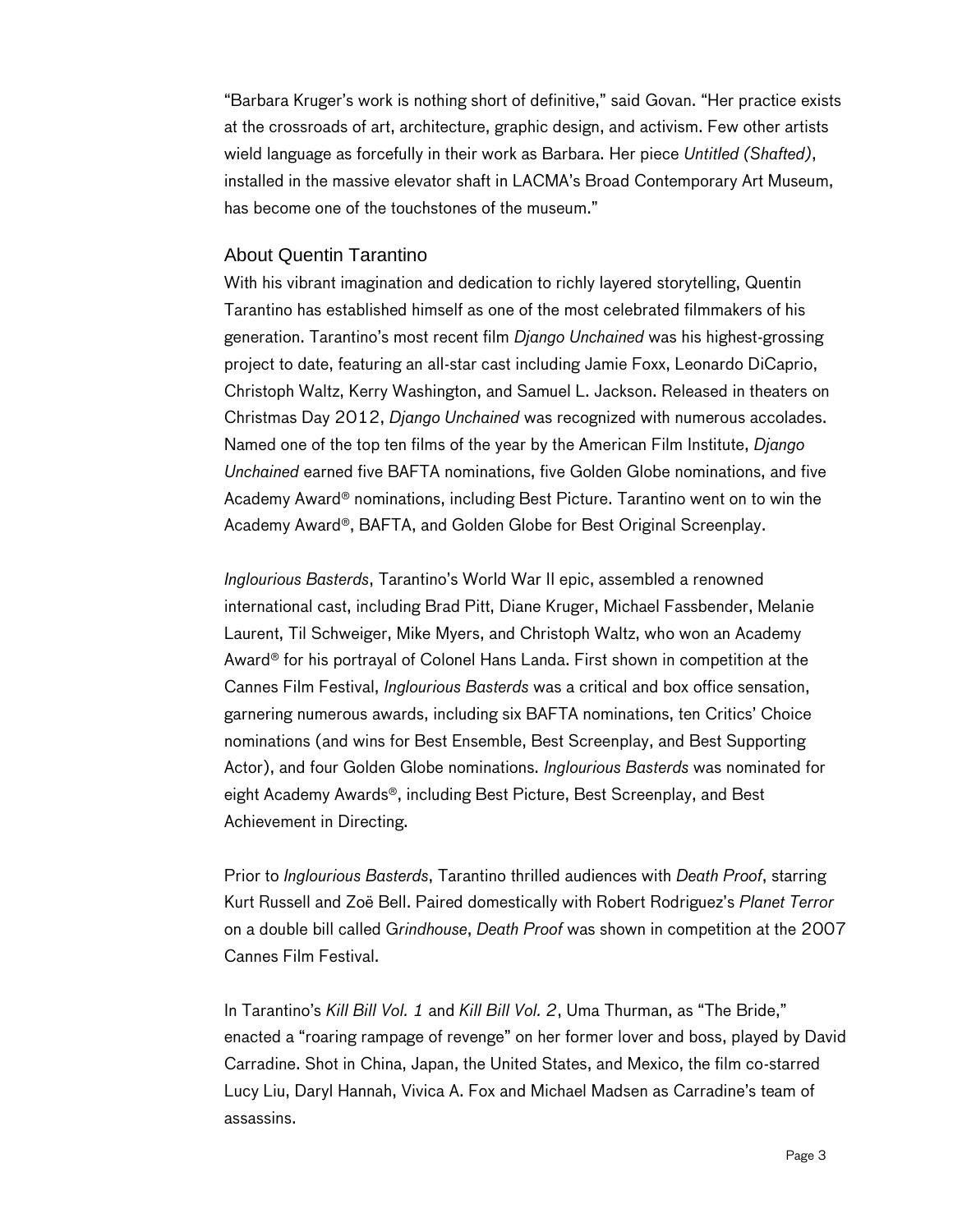"Barbara Kruger's work is nothing short of definitive," said Govan. "Her practice exists at the crossroads of art, architecture, graphic design, and activism. Few other artists wield language as forcefully in their work as Barbara. Her piece *Untitled (Shafted)*, installed in the massive elevator shaft in LACMA's Broad Contemporary Art Museum, has become one of the touchstones of the museum."

## About Quentin Tarantino

With his vibrant imagination and dedication to richly layered storytelling, Quentin Tarantino has established himself as one of the most celebrated filmmakers of his generation. Tarantino's most recent film *Django Unchained* was his highest-grossing project to date, featuring an all-star cast including Jamie Foxx, Leonardo DiCaprio, Christoph Waltz, Kerry Washington, and Samuel L. Jackson. Released in theaters on Christmas Day 2012, *Django Unchained* was recognized with numerous accolades. Named one of the top ten films of the year by the American Film Institute, *Django Unchained* earned five BAFTA nominations, five Golden Globe nominations, and five Academy Award® nominations, including Best Picture. Tarantino went on to win the Academy Award®, BAFTA, and Golden Globe for Best Original Screenplay.

*Inglourious Basterds*, Tarantino's World War II epic, assembled a renowned international cast, including Brad Pitt, Diane Kruger, Michael Fassbender, Melanie Laurent, Til Schweiger, Mike Myers, and Christoph Waltz, who won an Academy Award® for his portrayal of Colonel Hans Landa. First shown in competition at the Cannes Film Festival, *Inglourious Basterds* was a critical and box office sensation, garnering numerous awards, including six BAFTA nominations, ten Critics' Choice nominations (and wins for Best Ensemble, Best Screenplay, and Best Supporting Actor), and four Golden Globe nominations. *Inglourious Basterds* was nominated for eight Academy Awards®, including Best Picture, Best Screenplay, and Best Achievement in Directing.

Prior to *Inglourious Basterds*, Tarantino thrilled audiences with *Death Proof*, starring Kurt Russell and Zoë Bell. Paired domestically with Robert Rodriguez's *Planet Terror* on a double bill called *Grindhouse*, *Death Proof* was shown in competition at the 2007 Cannes Film Festival.

In Tarantino's *Kill Bill Vol. 1* and *Kill Bill Vol. 2*, Uma Thurman, as "The Bride," enacted a "roaring rampage of revenge" on her former lover and boss, played by David Carradine. Shot in China, Japan, the United States, and Mexico, the film co-starred Lucy Liu, Daryl Hannah, Vivica A. Fox and Michael Madsen as Carradine's team of assassins.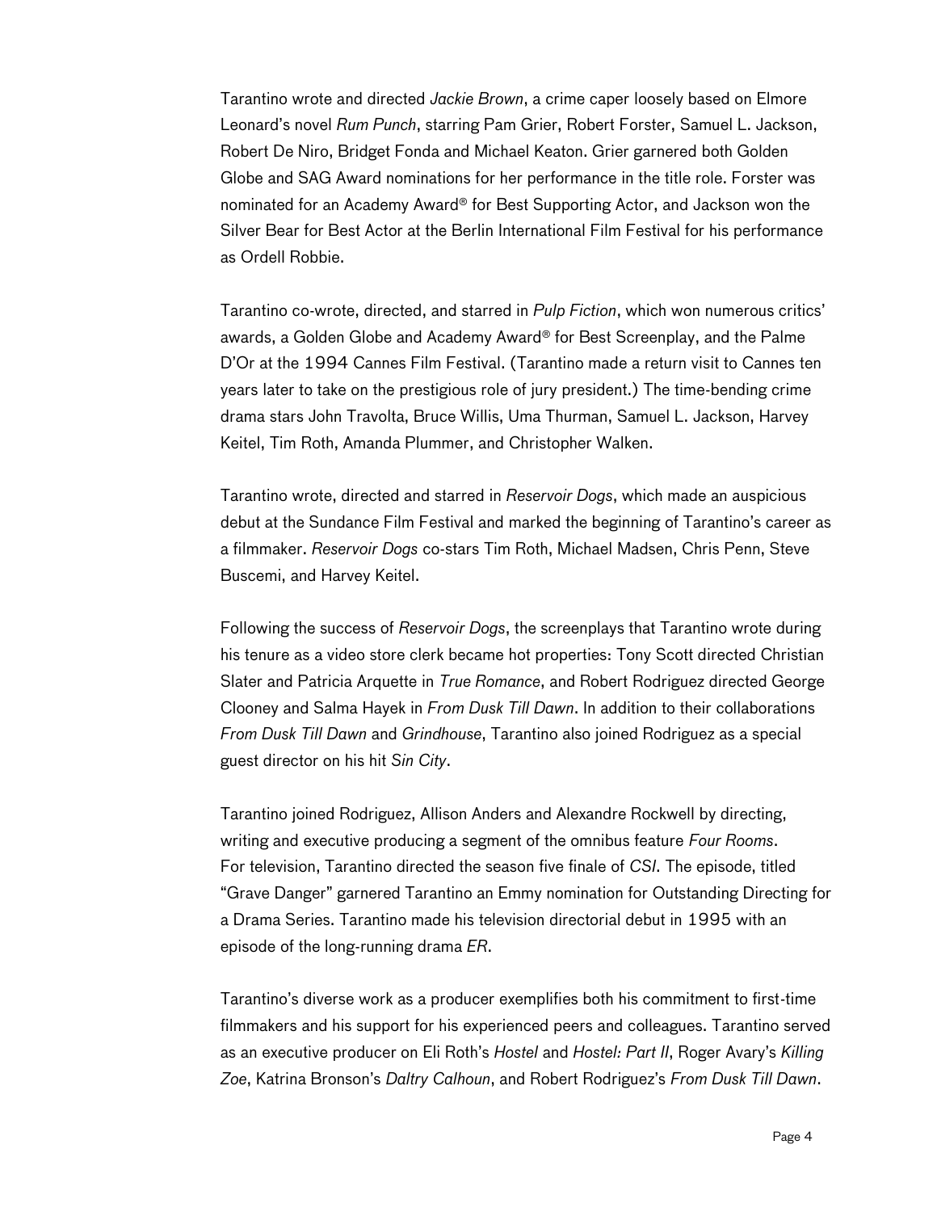Tarantino wrote and directed *Jackie Brown*, a crime caper loosely based on Elmore Leonard's novel *Rum Punch*, starring Pam Grier, Robert Forster, Samuel L. Jackson, Robert De Niro, Bridget Fonda and Michael Keaton. Grier garnered both Golden Globe and SAG Award nominations for her performance in the title role. Forster was nominated for an Academy Award® for Best Supporting Actor, and Jackson won the Silver Bear for Best Actor at the Berlin International Film Festival for his performance as Ordell Robbie.

Tarantino co-wrote, directed, and starred in *Pulp Fiction*, which won numerous critics' awards, a Golden Globe and Academy Award® for Best Screenplay, and the Palme D'Or at the 1994 Cannes Film Festival. (Tarantino made a return visit to Cannes ten years later to take on the prestigious role of jury president.) The time-bending crime drama stars John Travolta, Bruce Willis, Uma Thurman, Samuel L. Jackson, Harvey Keitel, Tim Roth, Amanda Plummer, and Christopher Walken.

Tarantino wrote, directed and starred in *Reservoir Dogs*, which made an auspicious debut at the Sundance Film Festival and marked the beginning of Tarantino's career as a filmmaker. *Reservoir Dogs* co-stars Tim Roth, Michael Madsen, Chris Penn, Steve Buscemi, and Harvey Keitel.

Following the success of *Reservoir Dogs*, the screenplays that Tarantino wrote during his tenure as a video store clerk became hot properties: Tony Scott directed Christian Slater and Patricia Arquette in *True Romance*, and Robert Rodriguez directed George Clooney and Salma Hayek in *From Dusk Till Dawn*. In addition to their collaborations *From Dusk Till Dawn* and *Grindhouse*, Tarantino also joined Rodriguez as a special guest director on his hit *Sin City*.

Tarantino joined Rodriguez, Allison Anders and Alexandre Rockwell by directing, writing and executive producing a segment of the omnibus feature *Four Rooms*. For television, Tarantino directed the season five finale of *CSI*. The episode, titled "Grave Danger" garnered Tarantino an Emmy nomination for Outstanding Directing for a Drama Series. Tarantino made his television directorial debut in 1995 with an episode of the long-running drama *ER*.

Tarantino's diverse work as a producer exemplifies both his commitment to first-time filmmakers and his support for his experienced peers and colleagues. Tarantino served as an executive producer on Eli Roth's *Hostel* and *Hostel: Part II*, Roger Avary's *Killing Zoe*, Katrina Bronson's *Daltry Calhoun*, and Robert Rodriguez's *From Dusk Till Dawn*.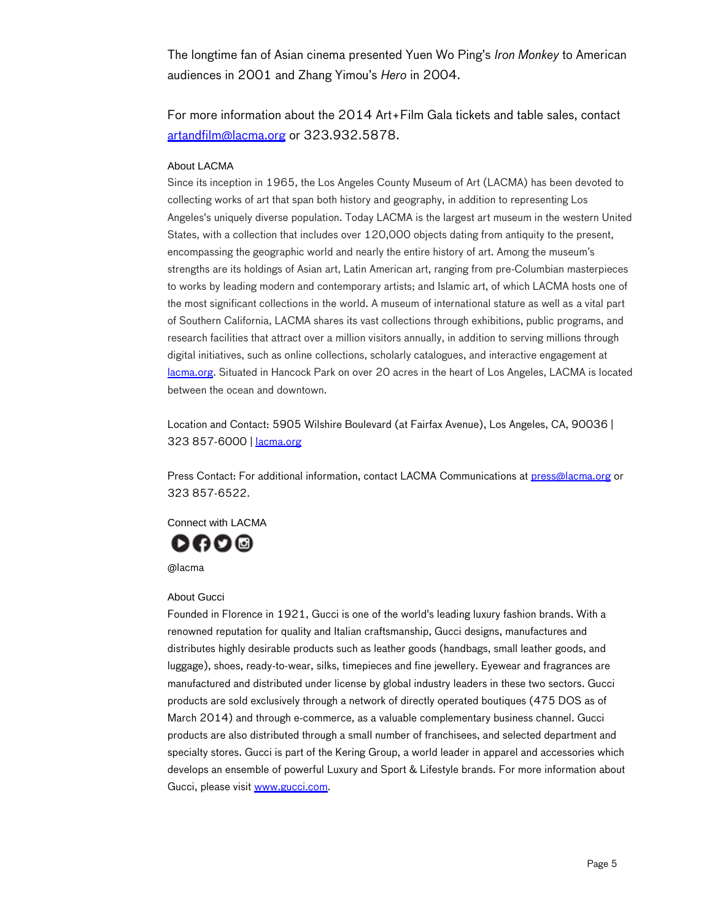The longtime fan of Asian cinema presented Yuen Wo Ping's *Iron Monkey* to American audiences in 2001 and Zhang Yimou's *Hero* in 2004.

For more information about the 2014 Art+Film Gala tickets and table sales, contact artandfilm@lacma.org or 323.932.5878.

### About LACMA

Since its inception in 1965, the Los Angeles County Museum of Art (LACMA) has been devoted to collecting works of art that span both history and geography, in addition to representing Los Angeles's uniquely diverse population. Today LACMA is the largest art museum in the western United States, with a collection that includes over 120,000 objects dating from antiquity to the present, encompassing the geographic world and nearly the entire history of art. Among the museum's strengths are its holdings of Asian art, Latin American art, ranging from pre-Columbian masterpieces to works by leading modern and contemporary artists; and Islamic art, of which LACMA hosts one of the most significant collections in the world. A museum of international stature as well as a vital part of Southern California, LACMA shares its vast collections through exhibitions, public programs, and research facilities that attract over a million visitors annually, in addition to serving millions through digital initiatives, such as online collections, scholarly catalogues, and interactive engagement at lacma.org. Situated in Hancock Park on over 20 acres in the heart of Los Angeles, LACMA is located between the ocean and downtown.

Location and Contact: 5905 Wilshire Boulevard (at Fairfax Avenue), Los Angeles, CA, 90036 | 323 857-6000 | lacma.org

Press Contact: For additional information, contact LACMA Communications at press@lacma.org or 323 857-6522.

### Connect with LACMA

@lacma

### About Gucci

Founded in Florence in 1921, Gucci is one of the world's leading luxury fashion brands. With a renowned reputation for quality and Italian craftsmanship, Gucci designs, manufactures and distributes highly desirable products such as leather goods (handbags, small leather goods, and luggage), shoes, ready-to-wear, silks, timepieces and fine jewellery. Eyewear and fragrances are manufactured and distributed under license by global industry leaders in these two sectors. Gucci products are sold exclusively through a network of directly operated boutiques (475 DOS as of March 2014) and through e-commerce, as a valuable complementary business channel. Gucci products are also distributed through a small number of franchisees, and selected department and specialty stores. Gucci is part of the Kering Group, a world leader in apparel and accessories which develops an ensemble of powerful Luxury and Sport & Lifestyle brands. For more information about Gucci, please visit www.gucci.com.